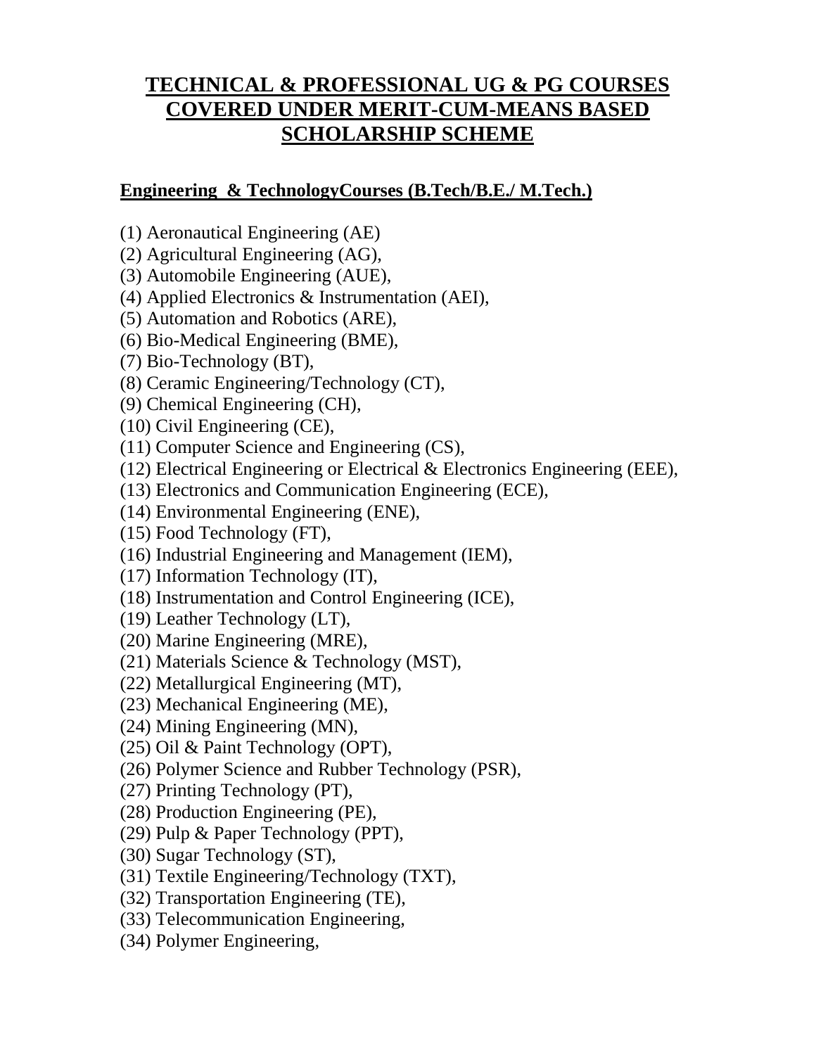# TECHNICAL & PROFESSIONAL UG & PG COURSES COVERED UNDER MERIT-CUM-MEANS BASED SCHOLARSHIP SCHEME

## Engineering & TechnologyCourses (B.Tech/B.E./ M.Tech.)

(1) Aeronautical Engineering (AE)
(2) Agricultural Engineering (AG),
(3) Automobile Engineering (AUE),
(4) Applied Electronics & Instrumentation (AEI),
(5) Automation and Robotics (ARE),
(6) Bio-Medical Engineering (BME),
(7) Bio-Technology (BT),
(8) Ceramic Engineering/Technology (CT),
(9) Chemical Engineering (CH),
(10) Civil Engineering (CE),
(11) Computer Science and Engineering (CS),
(12) Electrical Engineering or Electrical & Electronics Engineering (EEE),
(13) Electronics and Communication Engineering (ECE),
(14) Environmental Engineering (ENE),
(15) Food Technology (FT),
(16) Industrial Engineering and Management (IEM),
(17) Information Technology (IT),
(18) Instrumentation and Control Engineering (ICE),
(19) Leather Technology (LT),
(20) Marine Engineering (MRE),
(21) Materials Science & Technology (MST),
(22) Metallurgical Engineering (MT),
(23) Mechanical Engineering (ME),
(24) Mining Engineering (MN),
(25) Oil & Paint Technology (OPT),
(26) Polymer Science and Rubber Technology (PSR),
(27) Printing Technology (PT),
(28) Production Engineering (PE),
(29) Pulp & Paper Technology (PPT),
(30) Sugar Technology (ST),
(31) Textile Engineering/Technology (TXT),
(32) Transportation Engineering (TE),
(33) Telecommunication Engineering,
(34) Polymer Engineering,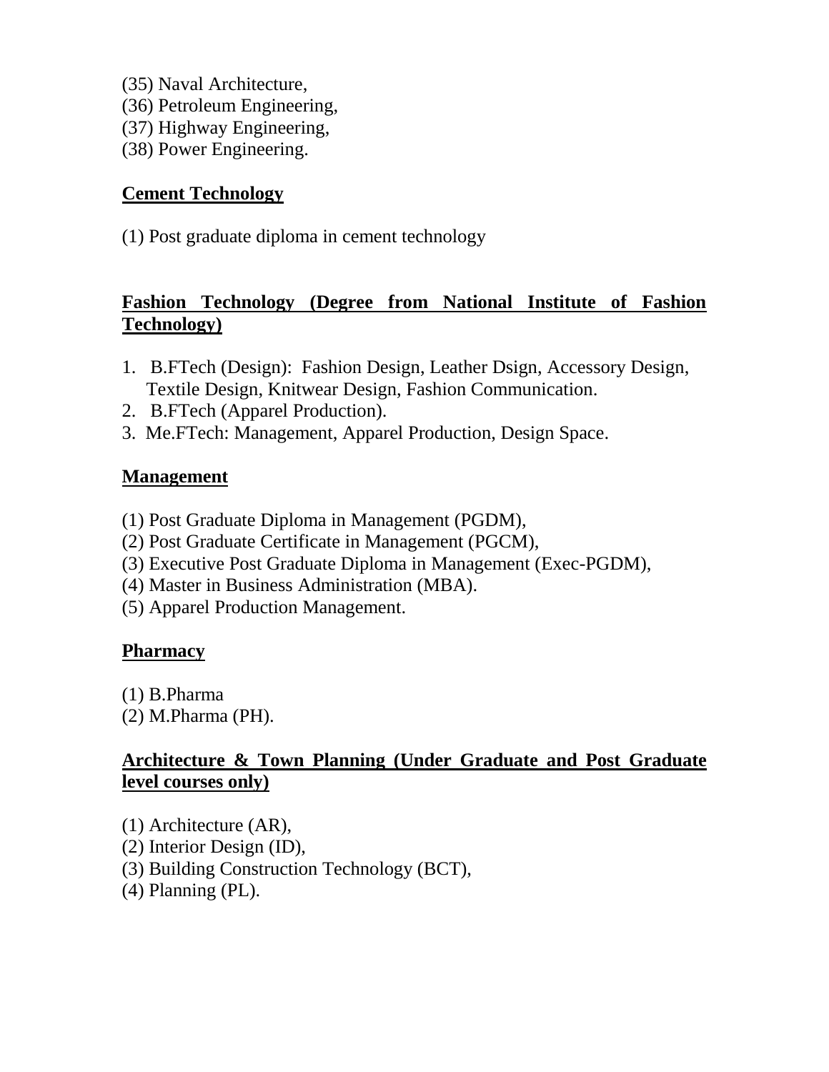(35) Naval Architecture,
(36) Petroleum Engineering,
(37) Highway Engineering,
(38) Power Engineering.

## Cement Technology

(1) Post graduate diploma in cement technology

## Fashion Technology (Degree from National Institute of Fashion Technology)

1. B.FTech (Design): Fashion Design, Leather Dsign, Accessory Design, Textile Design, Knitwear Design, Fashion Communication.
2. B.FTech (Apparel Production).
3. Me.FTech: Management, Apparel Production, Design Space.

## Management

(1) Post Graduate Diploma in Management (PGDM),
(2) Post Graduate Certificate in Management (PGCM),
(3) Executive Post Graduate Diploma in Management (Exec-PGDM),
(4) Master in Business Administration (MBA).
(5) Apparel Production Management.

## Pharmacy

(1) B.Pharma
(2) M.Pharma (PH).

## Architecture & Town Planning (Under Graduate and Post Graduate level courses only)

(1) Architecture (AR),
(2) Interior Design (ID),
(3) Building Construction Technology (BCT),
(4) Planning (PL).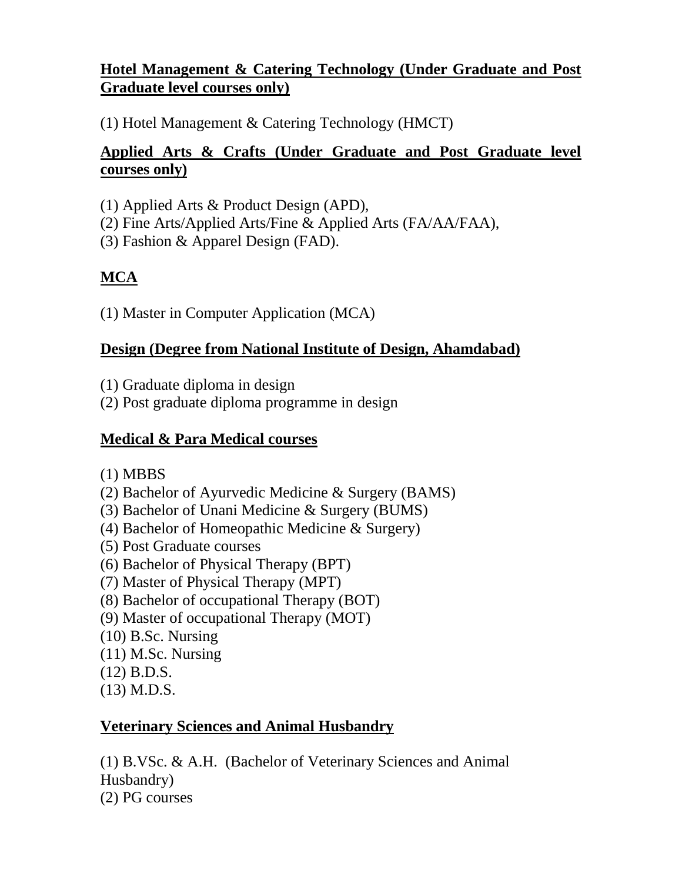**Hotel Management & Catering Technology (Under Graduate and Post Graduate level courses only)**

(1) Hotel Management & Catering Technology (HMCT)

**Applied Arts & Crafts (Under Graduate and Post Graduate level courses only)**

(1) Applied Arts & Product Design (APD),
(2) Fine Arts/Applied Arts/Fine & Applied Arts (FA/AA/FAA),
(3) Fashion & Apparel Design (FAD).

**MCA**

(1) Master in Computer Application (MCA)

**Design (Degree from National Institute of Design, Ahamdabad)**

(1) Graduate diploma in design
(2) Post graduate diploma programme in design

**Medical & Para Medical courses**

(1) MBBS
(2) Bachelor of Ayurvedic Medicine & Surgery (BAMS)
(3) Bachelor of Unani Medicine & Surgery (BUMS)
(4) Bachelor of Homeopathic Medicine & Surgery)
(5) Post Graduate courses
(6) Bachelor of Physical Therapy (BPT)
(7) Master of Physical Therapy (MPT)
(8) Bachelor of occupational Therapy (BOT)
(9) Master of occupational Therapy (MOT)
(10) B.Sc. Nursing
(11) M.Sc. Nursing
(12) B.D.S.
(13) M.D.S.

**Veterinary Sciences and Animal Husbandry**

(1) B.VSc. & A.H. (Bachelor of Veterinary Sciences and Animal Husbandry)
(2) PG courses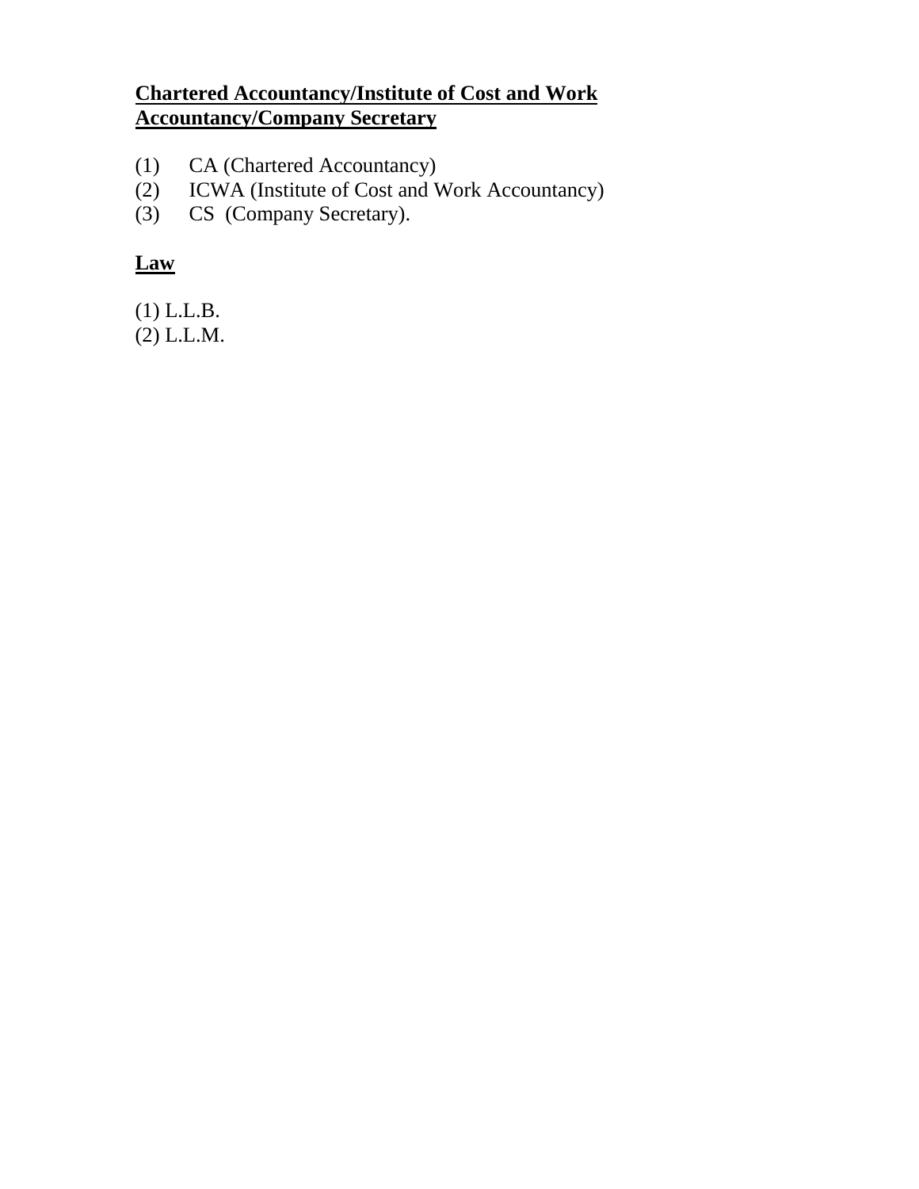**Chartered Accountancy/Institute of Cost and Work Accountancy/Company Secretary**

(1) CA (Chartered Accountancy)
(2) ICWA (Institute of Cost and Work Accountancy)
(3) CS (Company Secretary).

**Law**

(1) L.L.B.
(2) L.L.M.